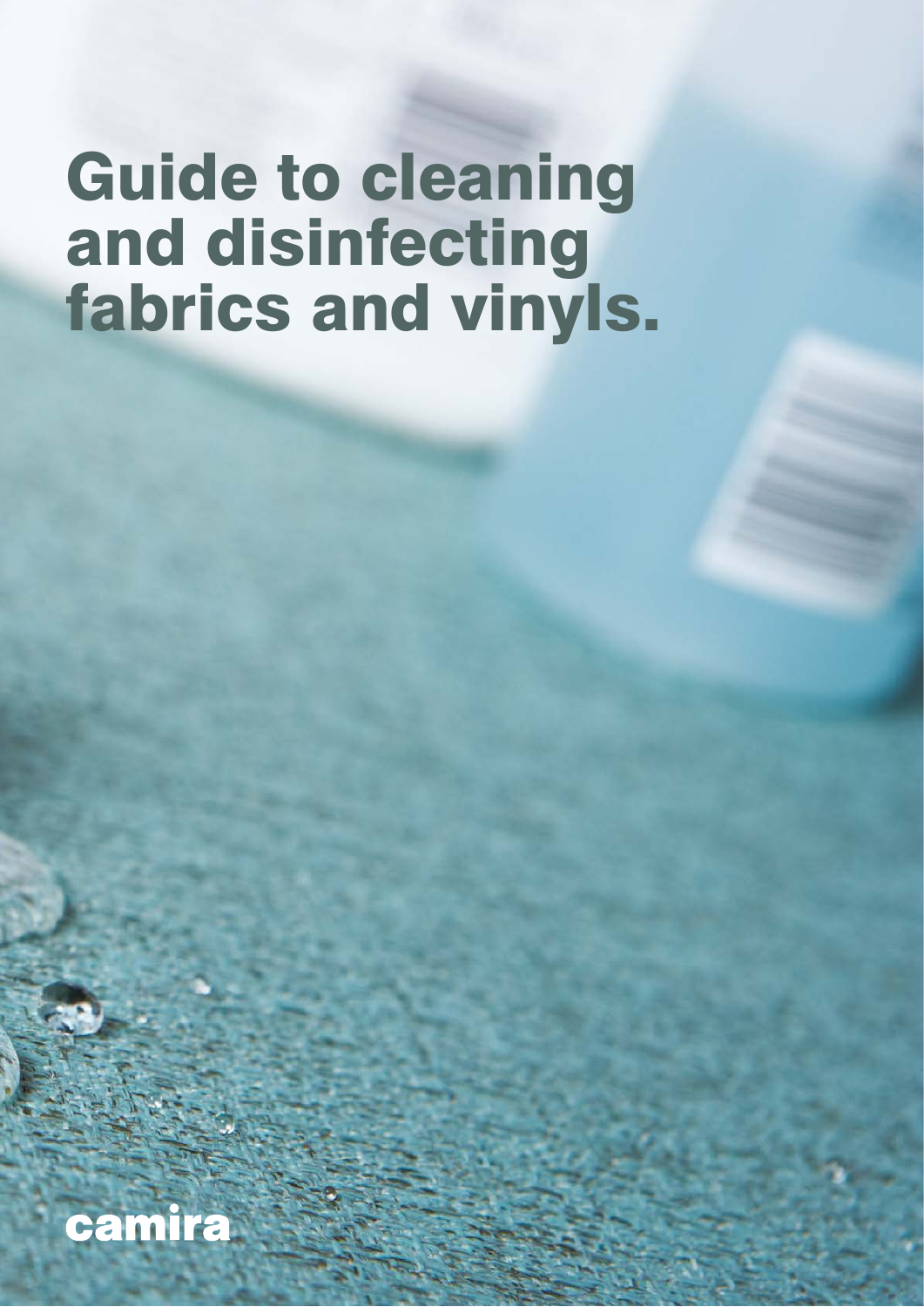# Guide to cleaning and disinfecting fabrics and vinyls.

camira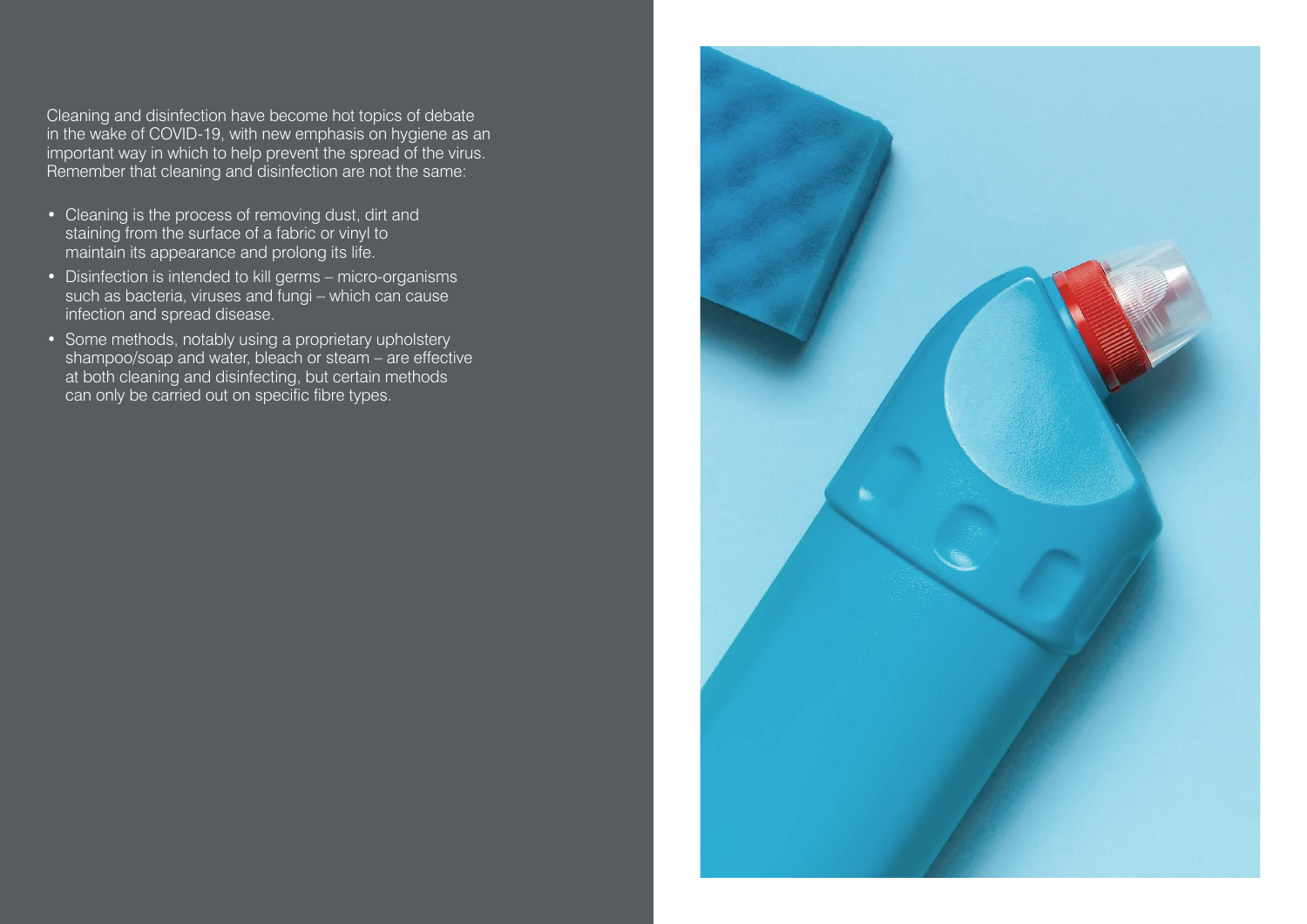Cleaning and disinfection have become hot topics of debate in the wake of COVID-19, with new emphasis on hygiene as an important way in which to help prevent the spread of the virus. Remember that cleaning and disinfection are not the same:

- Cleaning is the process of removing dust, dirt and staining from the surface of a fabric or vinyl to maintain its appearance and prolong its life.
- Disinfection is intended to kill germs – micro-organisms such as bacteria, viruses and fungi – which can cause infection and spread disease.
- Some methods, notably using a proprietary upholstery shampoo/soap and water, bleach or steam – are effective at both cleaning and disinfecting, but certain methods can only be carried out on specific fibre types.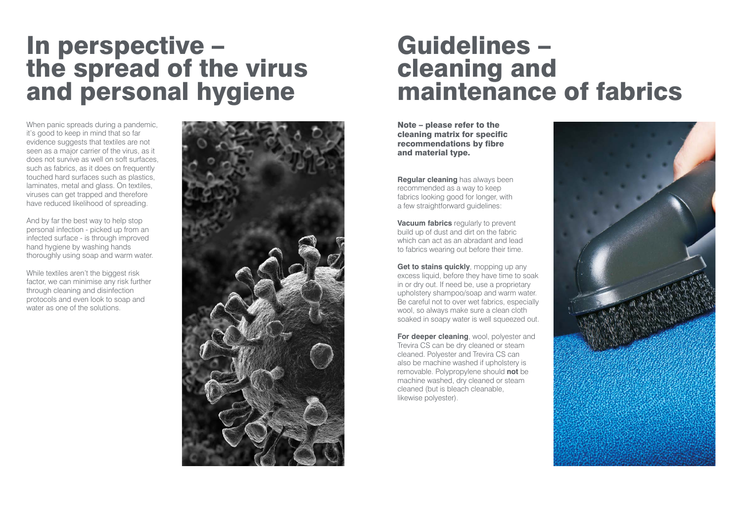# In perspective – the spread of the virus and personal hygiene

When panic spreads during a pandemic, it's good to keep in mind that so far evidence suggests that textiles are not seen as a major carrier of the virus, as it does not survive as well on soft surfaces, such as fabrics, as it does on frequently touched hard surfaces such as plastics, laminates, metal and glass. On textiles, viruses can get trapped and therefore have reduced likelihood of spreading.

And by far the best way to help stop personal infection - picked up from an infected surface - is through improved hand hygiene by washing hands thoroughly using soap and warm water.

While textiles aren't the biggest risk factor, we can minimise any risk further through cleaning and disinfection protocols and even look to soap and water as one of the solutions.

# Guidelines – cleaning and maintenance of fabrics

**Note – please refer to the cleaning matrix for specific recommendations by fibre and material type.**

**Regular cleaning** has always been recommended as a way to keep fabrics looking good for longer, with a few straightforward guidelines:

**Vacuum fabrics** regularly to prevent build up of dust and dirt on the fabric which can act as an abradant and lead to fabrics wearing out before their time.

**Get to stains quickly**, mopping up any excess liquid, before they have time to soak in or dry out. If need be, use a proprietary upholstery shampoo/soap and warm water. Be careful not to over wet fabrics, especially wool, so always make sure a clean cloth soaked in soapy water is well squeezed out.

**For deeper cleaning**, wool, polyester and Trevira CS can be dry cleaned or steam cleaned. Polyester and Trevira CS can also be machine washed if upholstery is removable. Polypropylene should **not** be machine washed, dry cleaned or steam cleaned (but is bleach cleanable, likewise polyester).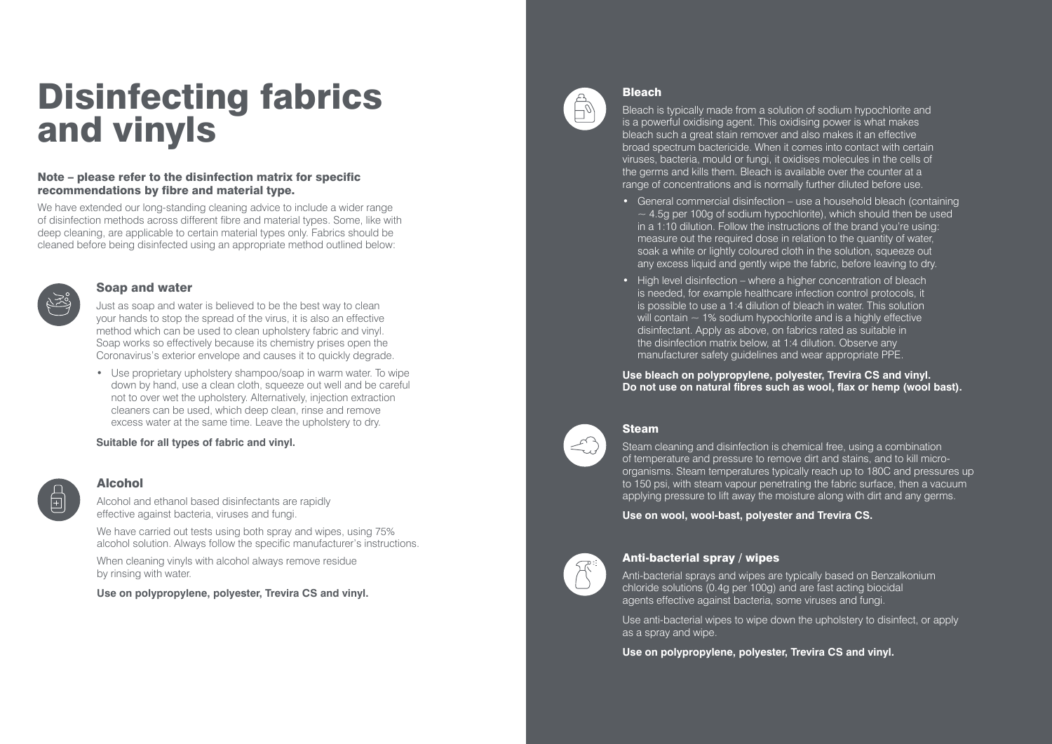# Disinfecting fabrics and vinyls

**Note – please refer to the disinfection matrix for specific recommendations by fibre and material type.**

We have extended our long-standing cleaning advice to include a wider range of disinfection methods across different fibre and material types. Some, like with deep cleaning, are applicable to certain material types only. Fabrics should be cleaned before being disinfected using an appropriate method outlined below:

## Soap and water

Just as soap and water is believed to be the best way to clean your hands to stop the spread of the virus, it is also an effective method which can be used to clean upholstery fabric and vinyl. Soap works so effectively because its chemistry prises open the Coronavirus's exterior envelope and causes it to quickly degrade.

- Use proprietary upholstery shampoo/soap in warm water. To wipe down by hand, use a clean cloth, squeeze out well and be careful not to over wet the upholstery. Alternatively, injection extraction cleaners can be used, which deep clean, rinse and remove excess water at the same time. Leave the upholstery to dry.

**Suitable for all types of fabric and vinyl.**

## Alcohol

Alcohol and ethanol based disinfectants are rapidly effective against bacteria, viruses and fungi.

We have carried out tests using both spray and wipes, using 75% alcohol solution. Always follow the specific manufacturer's instructions.

When cleaning vinyls with alcohol always remove residue by rinsing with water.

**Use on polypropylene, polyester, Trevira CS and vinyl.**

## Bleach

Bleach is typically made from a solution of sodium hypochlorite and is a powerful oxidising agent. This oxidising power is what makes bleach such a great stain remover and also makes it an effective broad spectrum bactericide. When it comes into contact with certain viruses, bacteria, mould or fungi, it oxidises molecules in the cells of the germs and kills them. Bleach is available over the counter at a range of concentrations and is normally further diluted before use.

- General commercial disinfection – use a household bleach (containing ~ 4.5g per 100g of sodium hypochlorite), which should then be used in a 1:10 dilution. Follow the instructions of the brand you're using: measure out the required dose in relation to the quantity of water, soak a white or lightly coloured cloth in the solution, squeeze out any excess liquid and gently wipe the fabric, before leaving to dry.
- High level disinfection – where a higher concentration of bleach is needed, for example healthcare infection control protocols, it is possible to use a 1:4 dilution of bleach in water. This solution will contain ~ 1% sodium hypochlorite and is a highly effective disinfectant. Apply as above, on fabrics rated as suitable in the disinfection matrix below, at 1:4 dilution. Observe any manufacturer safety guidelines and wear appropriate PPE.

**Use bleach on polypropylene, polyester, Trevira CS and vinyl.**
**Do not use on natural fibres such as wool, flax or hemp (wool bast).**

## Steam

Steam cleaning and disinfection is chemical free, using a combination of temperature and pressure to remove dirt and stains, and to kill micro-organisms. Steam temperatures typically reach up to 180C and pressures up to 150 psi, with steam vapour penetrating the fabric surface, then a vacuum applying pressure to lift away the moisture along with dirt and any germs.

**Use on wool, wool-bast, polyester and Trevira CS.**

## Anti-bacterial spray / wipes

Anti-bacterial sprays and wipes are typically based on Benzalkonium chloride solutions (0.4g per 100g) and are fast acting biocidal agents effective against bacteria, some viruses and fungi.

Use anti-bacterial wipes to wipe down the upholstery to disinfect, or apply as a spray and wipe.

**Use on polypropylene, polyester, Trevira CS and vinyl.**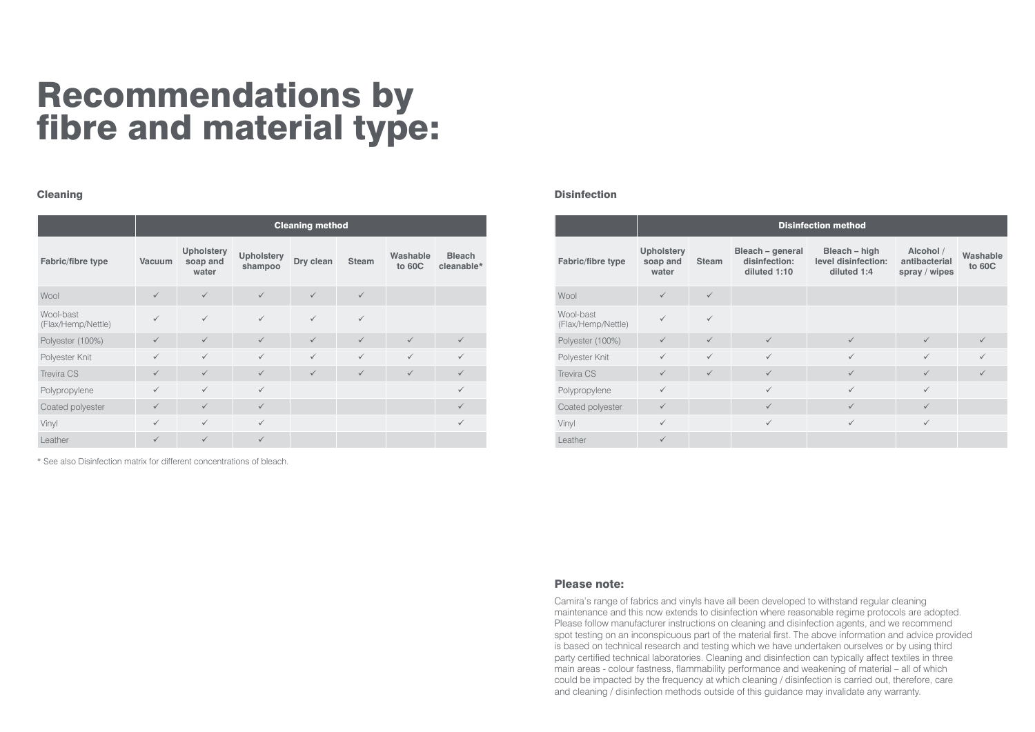# Recommendations by fibre and material type:

### Cleaning

| | Cleaning method | | | | | | |
|---|---|---|---|---|---|---|---|
| **Fabric/fibre type** | **Vacuum** | **Upholstery soap and water** | **Upholstery shampoo** | **Dry clean** | **Steam** | **Washable to 60C** | **Bleach cleanable*** |
| Wool | ✓ | ✓ | ✓ | ✓ | ✓ | | |
| Wool-bast (Flax/Hemp/Nettle) | ✓ | ✓ | ✓ | ✓ | ✓ | | |
| Polyester (100%) | ✓ | ✓ | ✓ | ✓ | ✓ | ✓ | ✓ |
| Polyester Knit | ✓ | ✓ | ✓ | ✓ | ✓ | ✓ | ✓ |
| Trevira CS | ✓ | ✓ | ✓ | ✓ | ✓ | ✓ | ✓ |
| Polypropylene | ✓ | ✓ | ✓ | | | | ✓ |
| Coated polyester | ✓ | ✓ | ✓ | | | | ✓ |
| Vinyl | ✓ | ✓ | ✓ | | | | ✓ |
| Leather | ✓ | ✓ | ✓ | | | | |

* See also Disinfection matrix for different concentrations of bleach.

### Disinfection

| | Disinfection method | | | | | |
|---|---|---|---|---|---|---|
| **Fabric/fibre type** | **Upholstery soap and water** | **Steam** | **Bleach – general disinfection: diluted 1:10** | **Bleach – high level disinfection: diluted 1:4** | **Alcohol / antibacterial spray / wipes** | **Washable to 60C** |
| Wool | ✓ | ✓ | | | | |
| Wool-bast (Flax/Hemp/Nettle) | ✓ | ✓ | | | | |
| Polyester (100%) | ✓ | ✓ | ✓ | ✓ | ✓ | ✓ |
| Polyester Knit | ✓ | ✓ | ✓ | ✓ | ✓ | ✓ |
| Trevira CS | ✓ | ✓ | ✓ | ✓ | ✓ | ✓ |
| Polypropylene | ✓ | | ✓ | ✓ | ✓ | |
| Coated polyester | ✓ | | ✓ | ✓ | ✓ | |
| Vinyl | ✓ | | ✓ | ✓ | ✓ | |
| Leather | ✓ | | | | | |

### Please note:

Camira's range of fabrics and vinyls have all been developed to withstand regular cleaning maintenance and this now extends to disinfection where reasonable regime protocols are adopted. Please follow manufacturer instructions on cleaning and disinfection agents, and we recommend spot testing on an inconspicuous part of the material first. The above information and advice provided is based on technical research and testing which we have undertaken ourselves or by using third party certified technical laboratories. Cleaning and disinfection can typically affect textiles in three main areas - colour fastness, flammability performance and weakening of material – all of which could be impacted by the frequency at which cleaning / disinfection is carried out, therefore, care and cleaning / disinfection methods outside of this guidance may invalidate any warranty.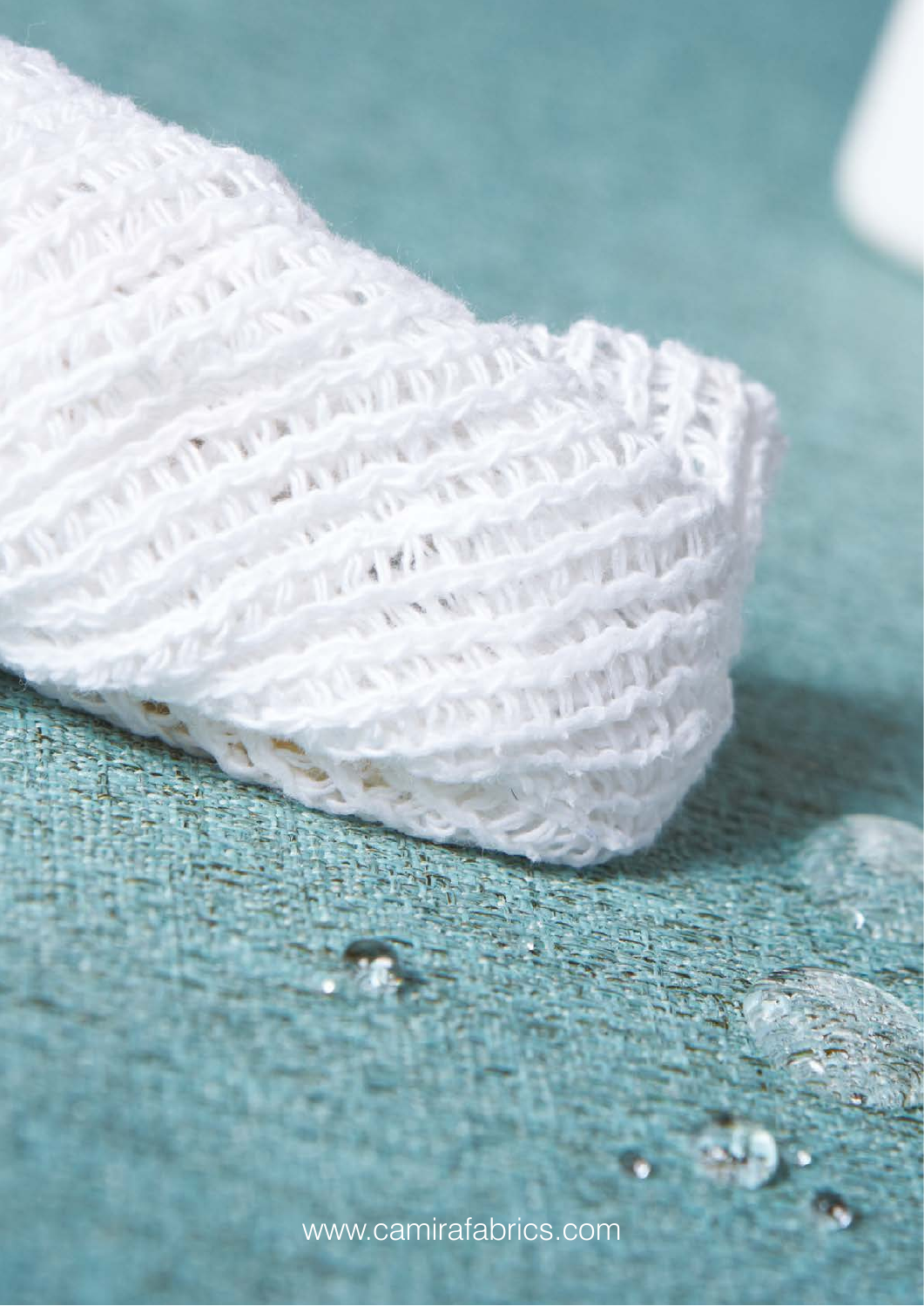www.camirafabrics.com